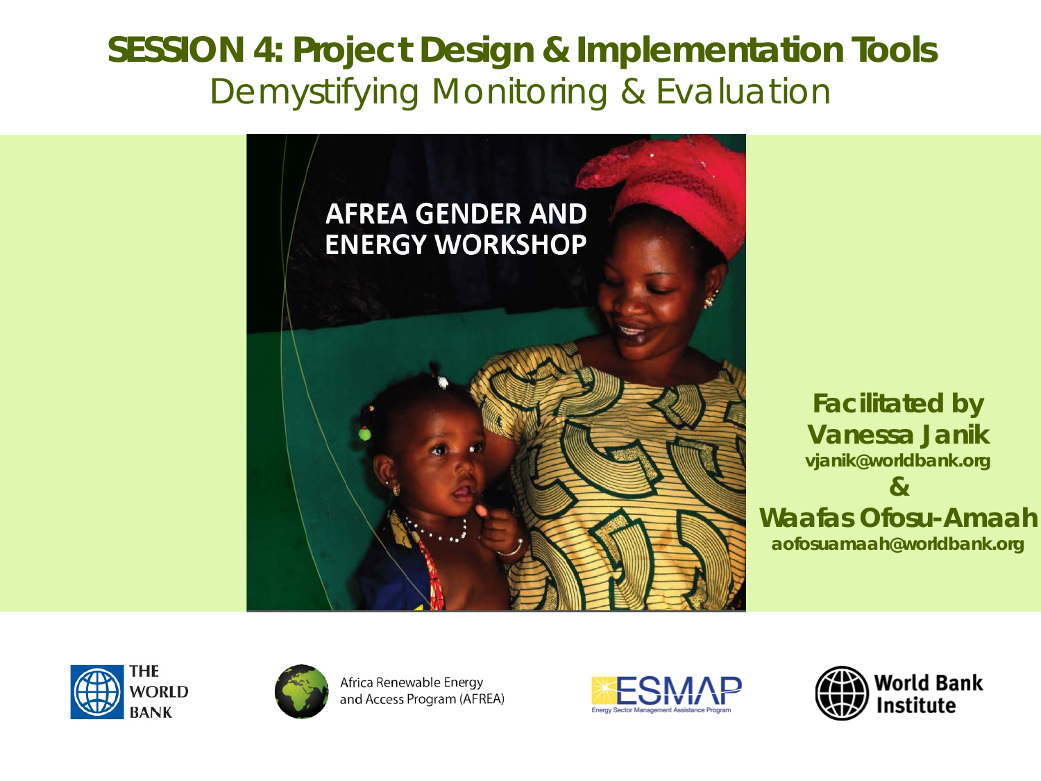# SESSION 4: Project Design & Implementation Tools

## Demystifying Monitoring & Evaluation

AFREA GENDER AND ENERGY WORKSHOP

**Facilitated by**
**Vanessa Janik**
**vjanik@worldbank.org**
**&**
**Waafas Ofosu-Amaah**
**aofosuamaah@worldbank.org**

THE WORLD BANK

Africa Renewable Energy and Access Program (AFREA)

ESMAP Energy Sector Management Assistance Program

World Bank Institute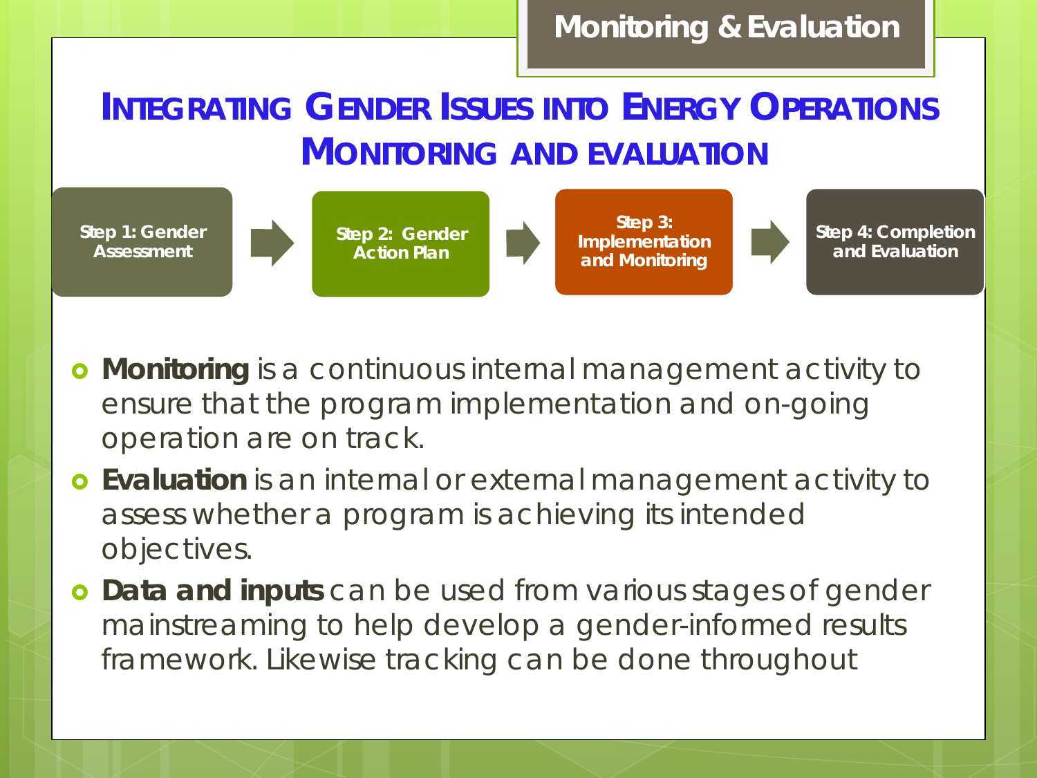Monitoring & Evaluation

# Integrating Gender Issues into Energy Operations
## Monitoring and Evaluation

Step 1: Gender Assessment → Step 2: Gender Action Plan → Step 3: Implementation and Monitoring → Step 4: Completion and Evaluation

- **Monitoring** is a continuous internal management activity to ensure that the program implementation and on-going operation are on track.
- **Evaluation** is an internal or external management activity to assess whether a program is achieving its intended objectives.
- **Data and inputs** can be used from various stages of gender mainstreaming to help develop a gender-informed results framework. Likewise tracking can be done throughout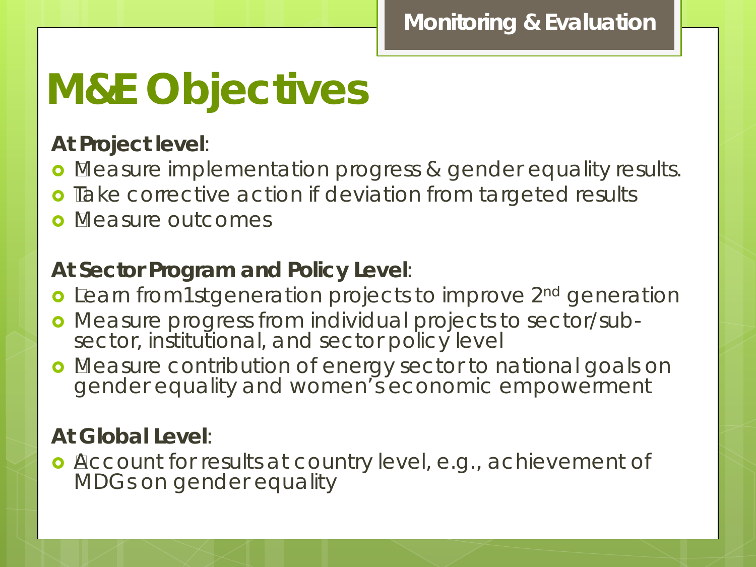Monitoring & Evaluation

# M&E Objectives

**At Project level**:

- Measure implementation progress & gender equality results.
- Take corrective action if deviation from targeted results
- Measure outcomes

**At Sector Program and Policy Level**:

- Learn from 1st generation projects to improve 2nd generation
- Measure progress from individual projects to sector/sub-sector, institutional, and sector policy level
- Measure contribution of energy sector to national goals on gender equality and women's economic empowerment

**At Global Level**:

- Account for results at country level, e.g., achievement of MDGs on gender equality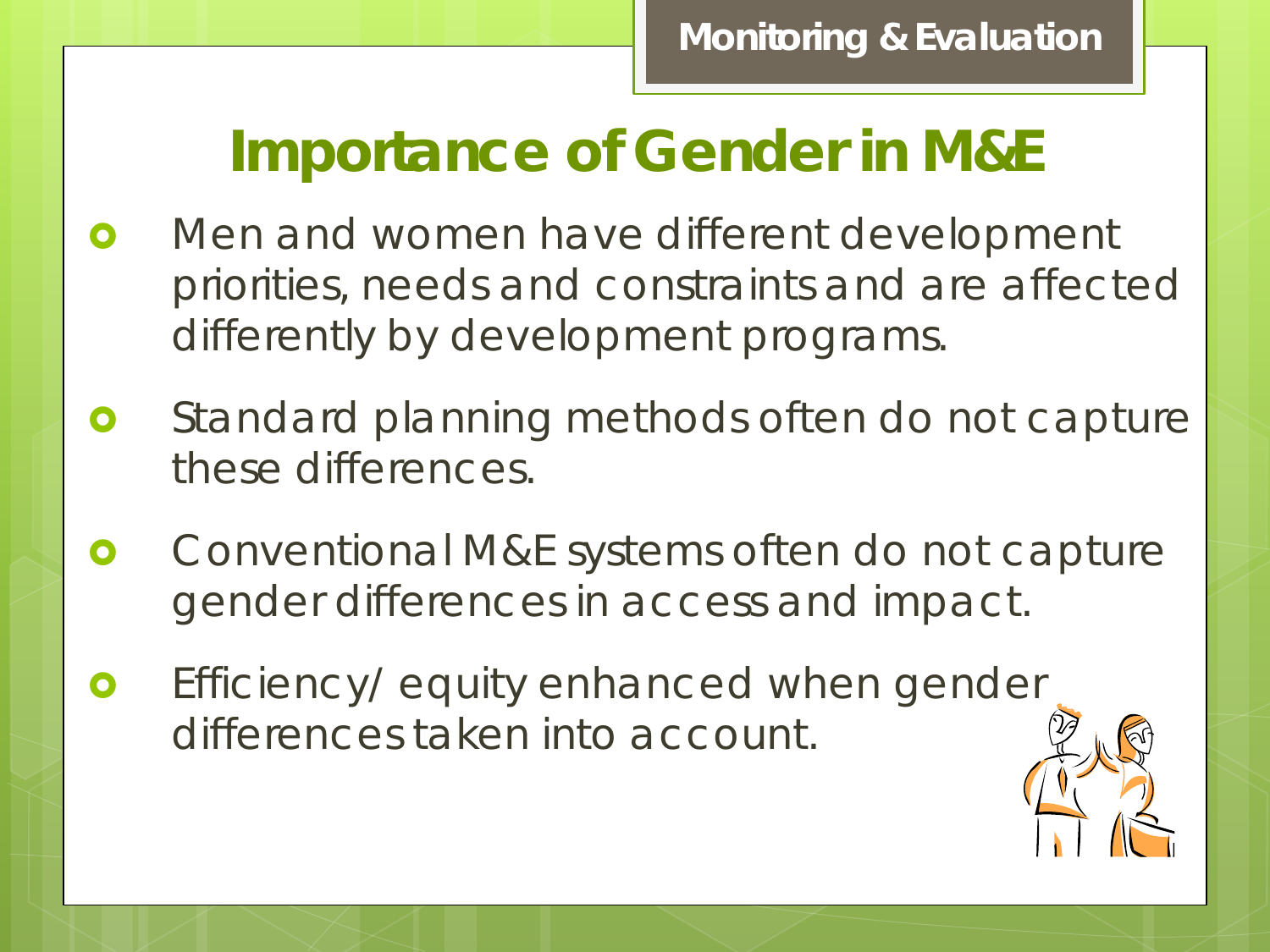Monitoring & Evaluation

# Importance of Gender in M&E

- Men and women have different development priorities, needs and constraints and are affected differently by development programs.
- Standard planning methods often do not capture these differences.
- Conventional M&E systems often do not capture gender differences in access and impact.
- Efficiency/ equity enhanced when gender differences taken into account.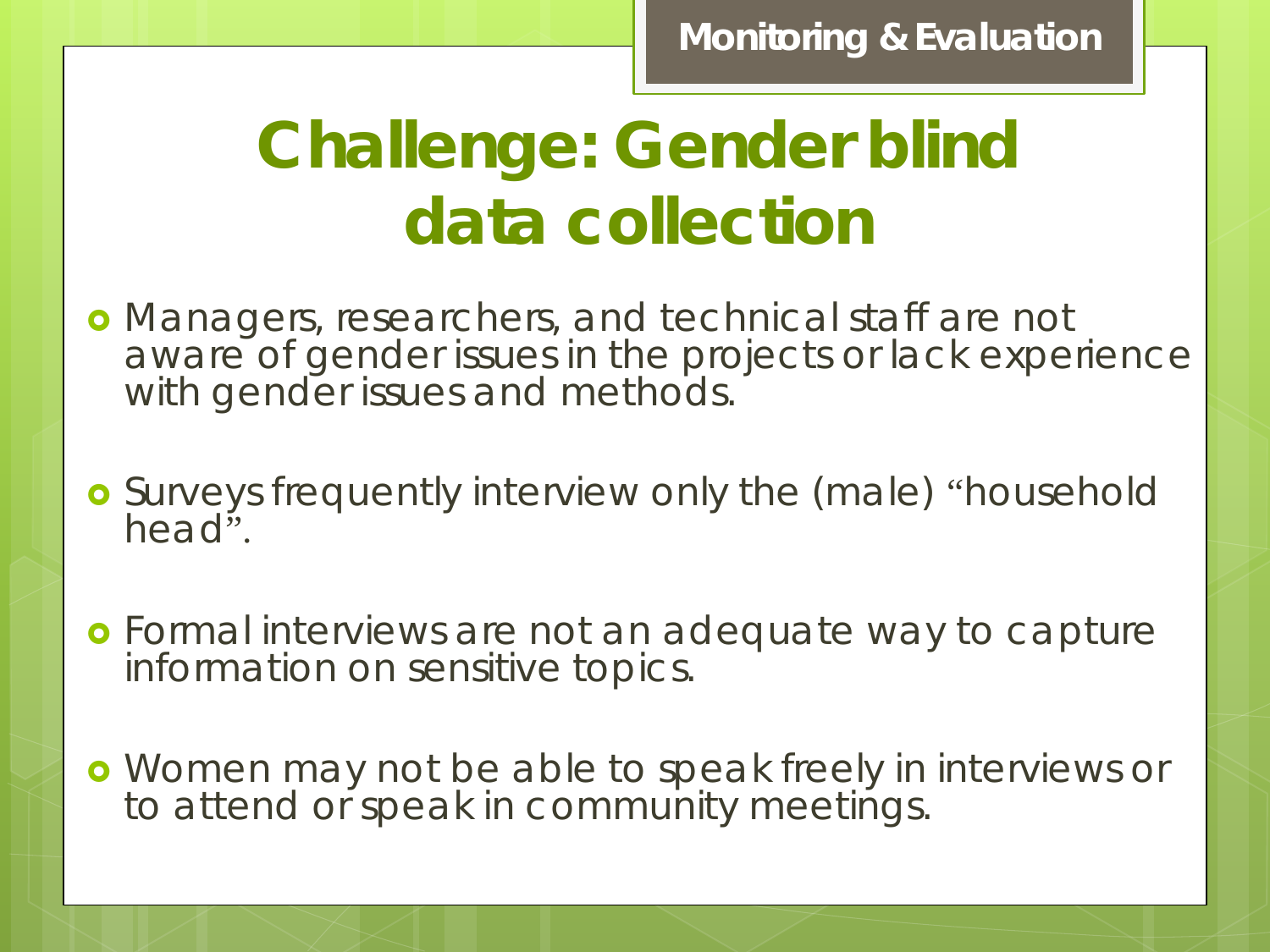Monitoring & Evaluation

# Challenge: Gender blind data collection

- Managers, researchers, and technical staff are not aware of gender issues in the projects or lack experience with gender issues and methods.
- Surveys frequently interview only the (male) "household head".
- Formal interviews are not an adequate way to capture information on sensitive topics.
- Women may not be able to speak freely in interviews or to attend or speak in community meetings.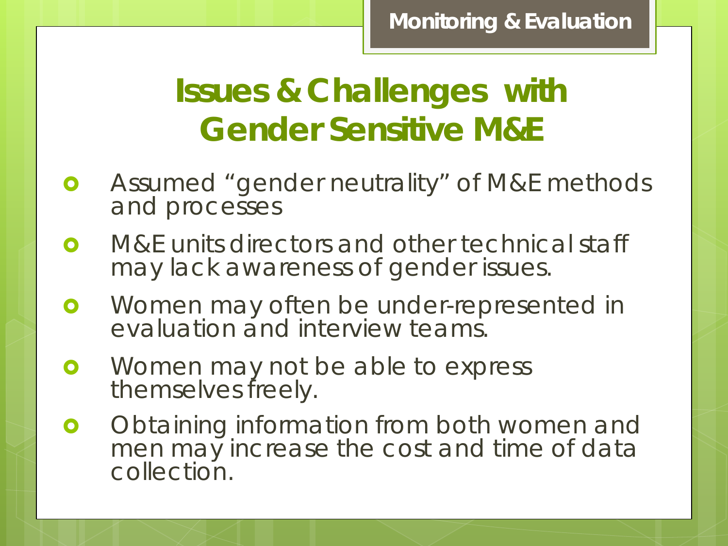Monitoring & Evaluation

# Issues & Challenges with Gender Sensitive M&E

- Assumed "gender neutrality" of M&E methods and processes
- M&E units directors and other technical staff may lack awareness of gender issues.
- Women may often be under-represented in evaluation and interview teams.
- Women may not be able to express themselves freely.
- Obtaining information from both women and men may increase the cost and time of data collection.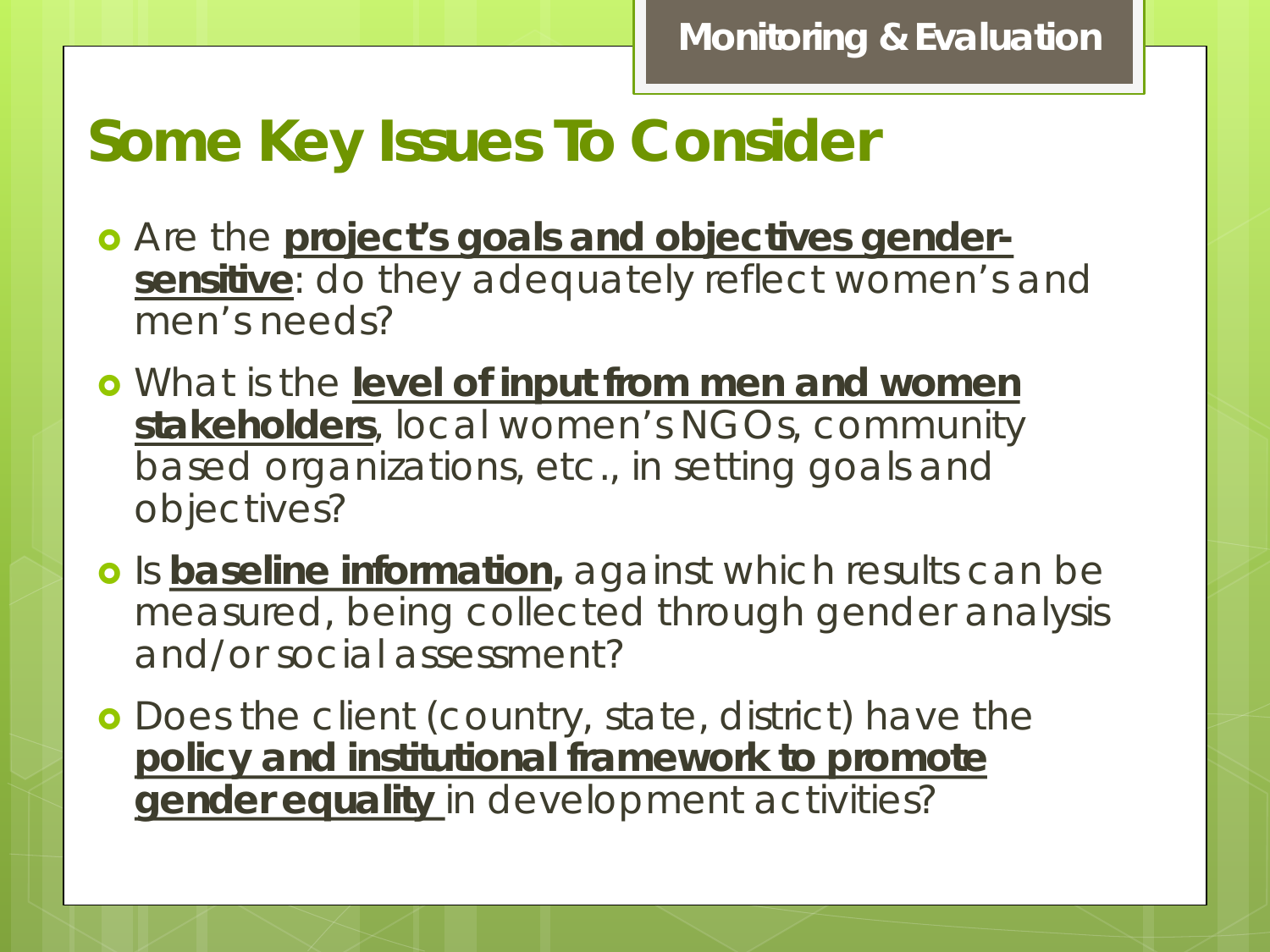Monitoring & Evaluation

# Some Key Issues To Consider

- Are the **project's goals and objectives gender-sensitive**: do they adequately reflect women's and men's needs?
- What is the **level of input from men and women stakeholders**, local women's NGOs, community based organizations, etc., in setting goals and objectives?
- Is **baseline information,** against which results can be measured, being collected through gender analysis and/or social assessment?
- Does the client (country, state, district) have the **policy and institutional framework to promote gender equality** in development activities?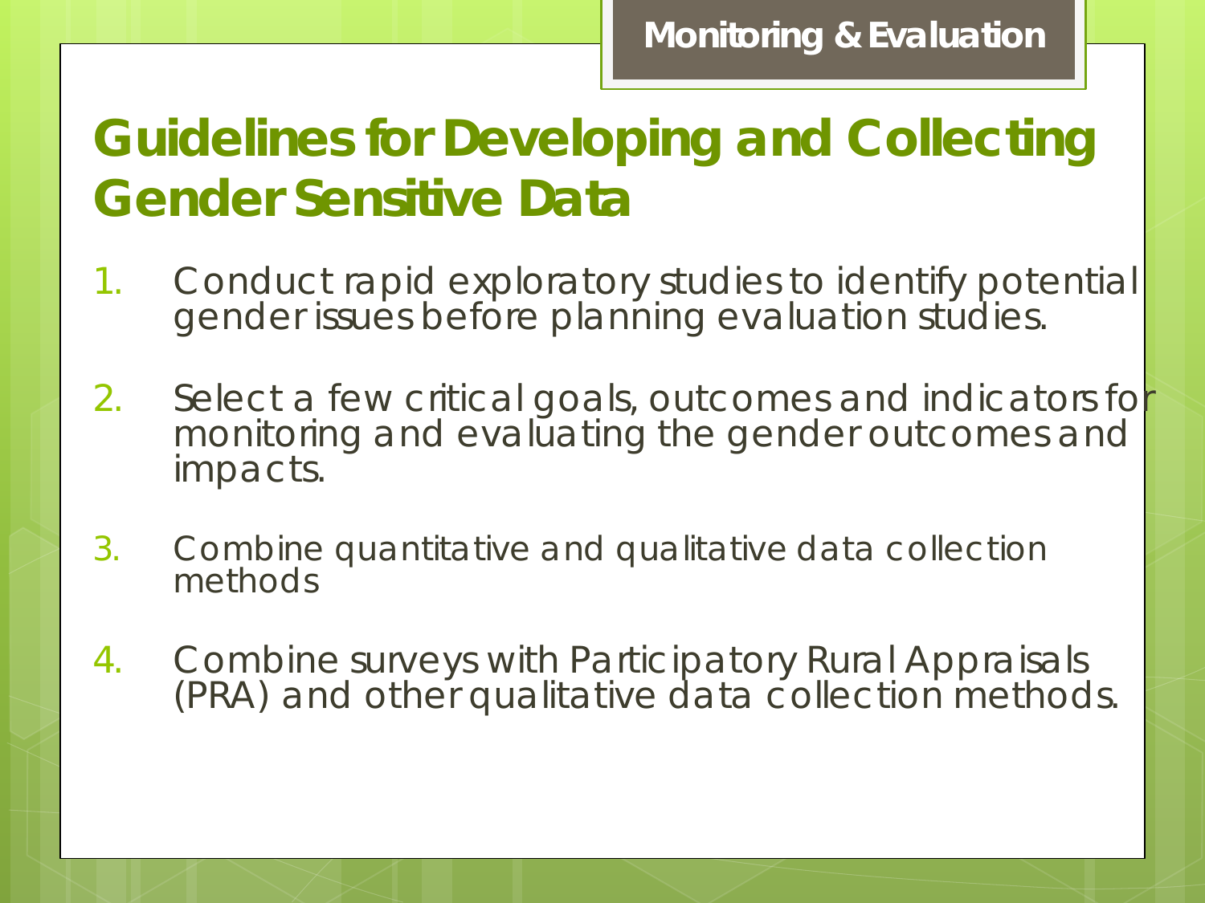Monitoring & Evaluation

# Guidelines for Developing and Collecting Gender Sensitive Data

1. Conduct rapid exploratory studies to identify potential gender issues before planning evaluation studies.
2. Select a few critical goals, outcomes and indicators for monitoring and evaluating the gender outcomes and impacts.
3. Combine quantitative and qualitative data collection methods
4. Combine surveys with Participatory Rural Appraisals (PRA) and other qualitative data collection methods.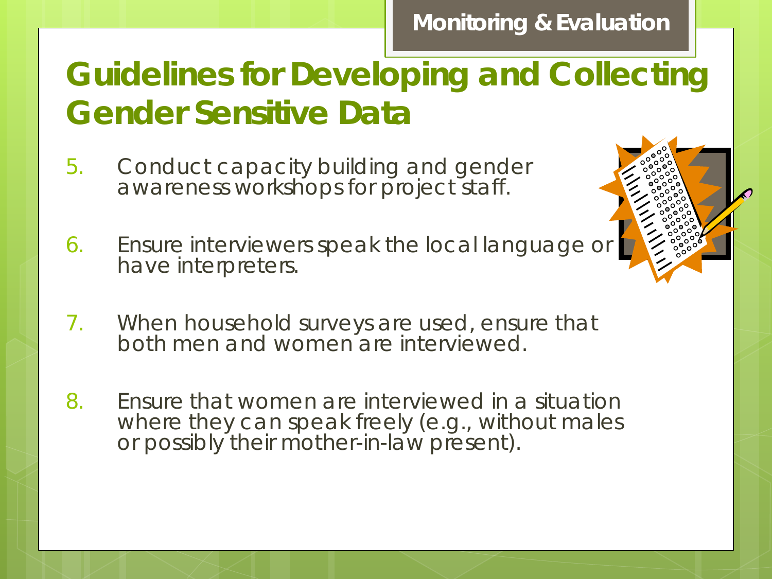Monitoring & Evaluation

# Guidelines for Developing and Collecting Gender Sensitive Data

5. Conduct capacity building and gender awareness workshops for project staff.

6. Ensure interviewers speak the local language or have interpreters.

7. When household surveys are used, ensure that both men and women are interviewed.

8. Ensure that women are interviewed in a situation where they can speak freely (e.g., without males or possibly their mother-in-law present).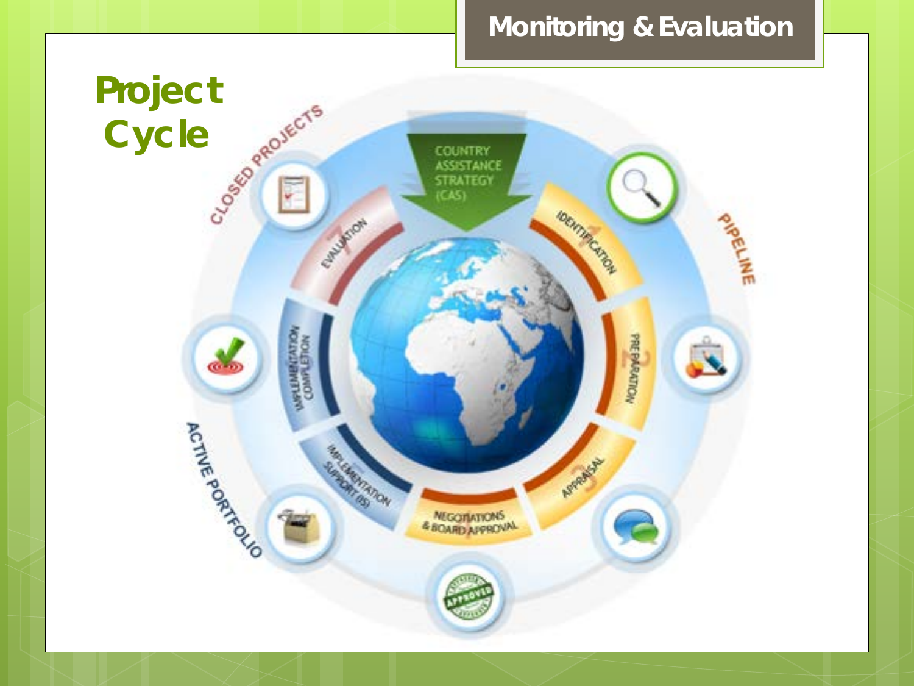# Monitoring & Evaluation

## Project Cycle

COUNTRY ASSISTANCE STRATEGY (CAS)

PIPELINE

1. IDENTIFICATION
2. PREPARATION
3. APPRAISAL
4. NEGOTIATIONS & BOARD APPROVAL

ACTIVE PORTFOLIO

5. IMPLEMENTATION SUPPORT (IS)
6. IMPLEMENTATION COMPLETION

CLOSED PROJECTS

7. EVALUATION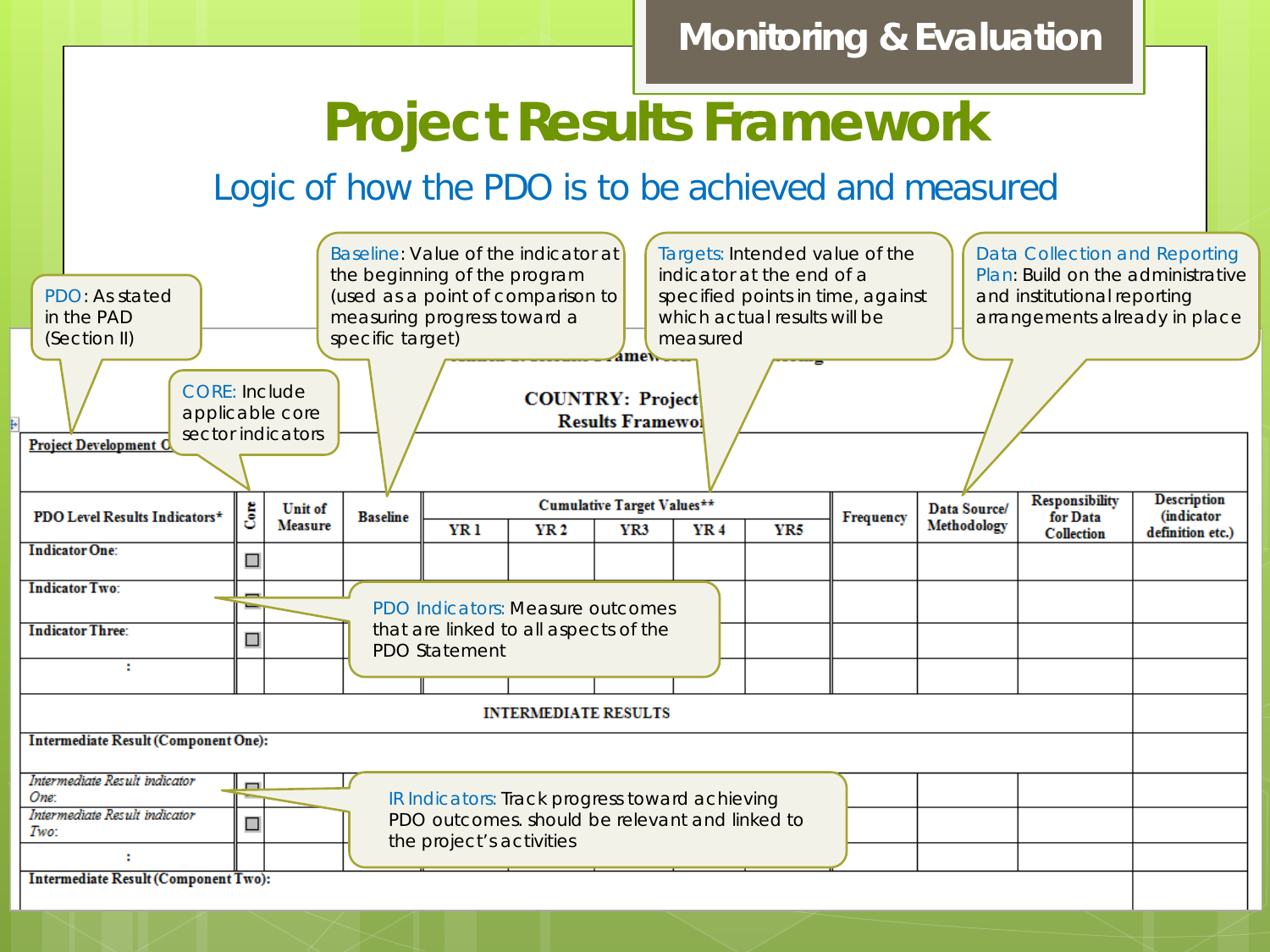# Project Results Framework

## Logic of how the PDO is to be achieved and measured

**PDO**: As stated in the PAD (Section II)

**CORE**: Include applicable core sector indicators

**Baseline**: Value of the indicator at the beginning of the program (used as a point of comparison to measuring progress toward a specific target)

**Targets**: Intended value of the indicator at the end of a specified points in time, against which actual results will be measured

**Data Collection and Reporting Plan**: Build on the administrative and institutional reporting arrangements already in place

**PDO Indicators**: Measure outcomes that are linked to all aspects of the PDO Statement

**IR Indicators**: Track progress toward achieving PDO outcomes. should be relevant and linked to the project's activities

**COUNTRY: Project**
**Results Framework**

**Project Development O**

| PDO Level Results Indicators* | Core | Unit of Measure | Baseline | Cumulative Target Values** | | | | | Frequency | Data Source/ Methodology | Responsibility for Data Collection | Description (indicator definition etc.) |
|---|---|---|---|---|---|---|---|---|---|---|---|---|
| | | | | YR 1 | YR 2 | YR3 | YR 4 | YR5 | | | | |
| Indicator One: | ☐ | | | | | | | | | | | |
| Indicator Two: | ☐ | | | | | | | | | | | |
| Indicator Three: | ☐ | | | | | | | | | | | |
| : | | | | | | | | | | | | |
| **INTERMEDIATE RESULTS** | | | | | | | | | | | | |
| **Intermediate Result (Component One):** | | | | | | | | | | | | |
| *Intermediate Result indicator One:* | ☐ | | | | | | | | | | | |
| *Intermediate Result indicator Two:* | ☐ | | | | | | | | | | | |
| : | | | | | | | | | | | | |
| **Intermediate Result (Component Two):** | | | | | | | | | | | | |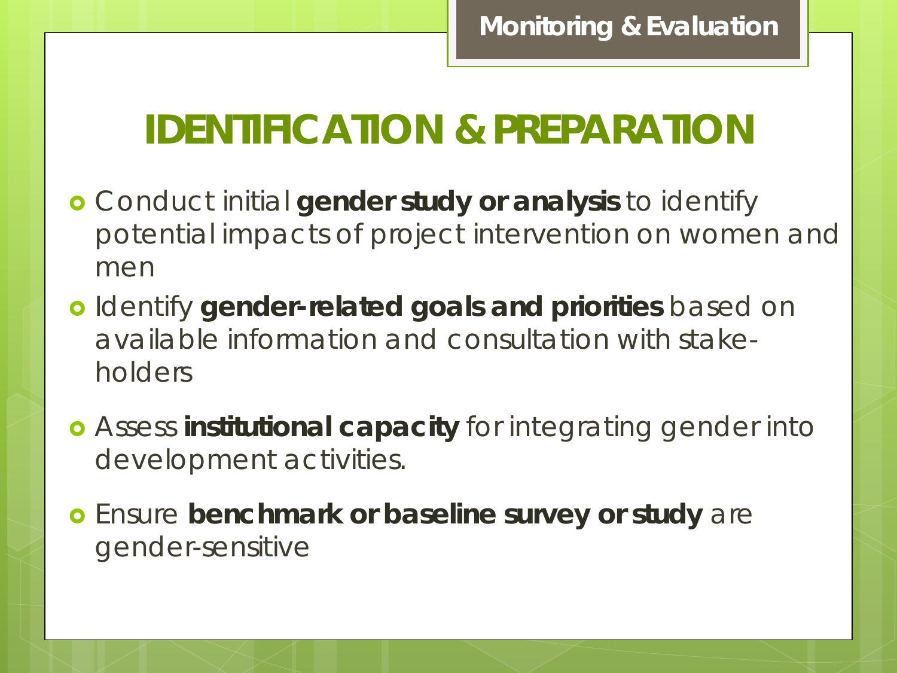Monitoring & Evaluation

# IDENTIFICATION & PREPARATION

- Conduct initial **gender study or analysis** to identify potential impacts of project intervention on women and men
- Identify **gender-related goals and priorities** based on available information and consultation with stake-holders
- Assess **institutional capacity** for integrating gender into development activities.
- Ensure **benchmark or baseline survey or study** are gender-sensitive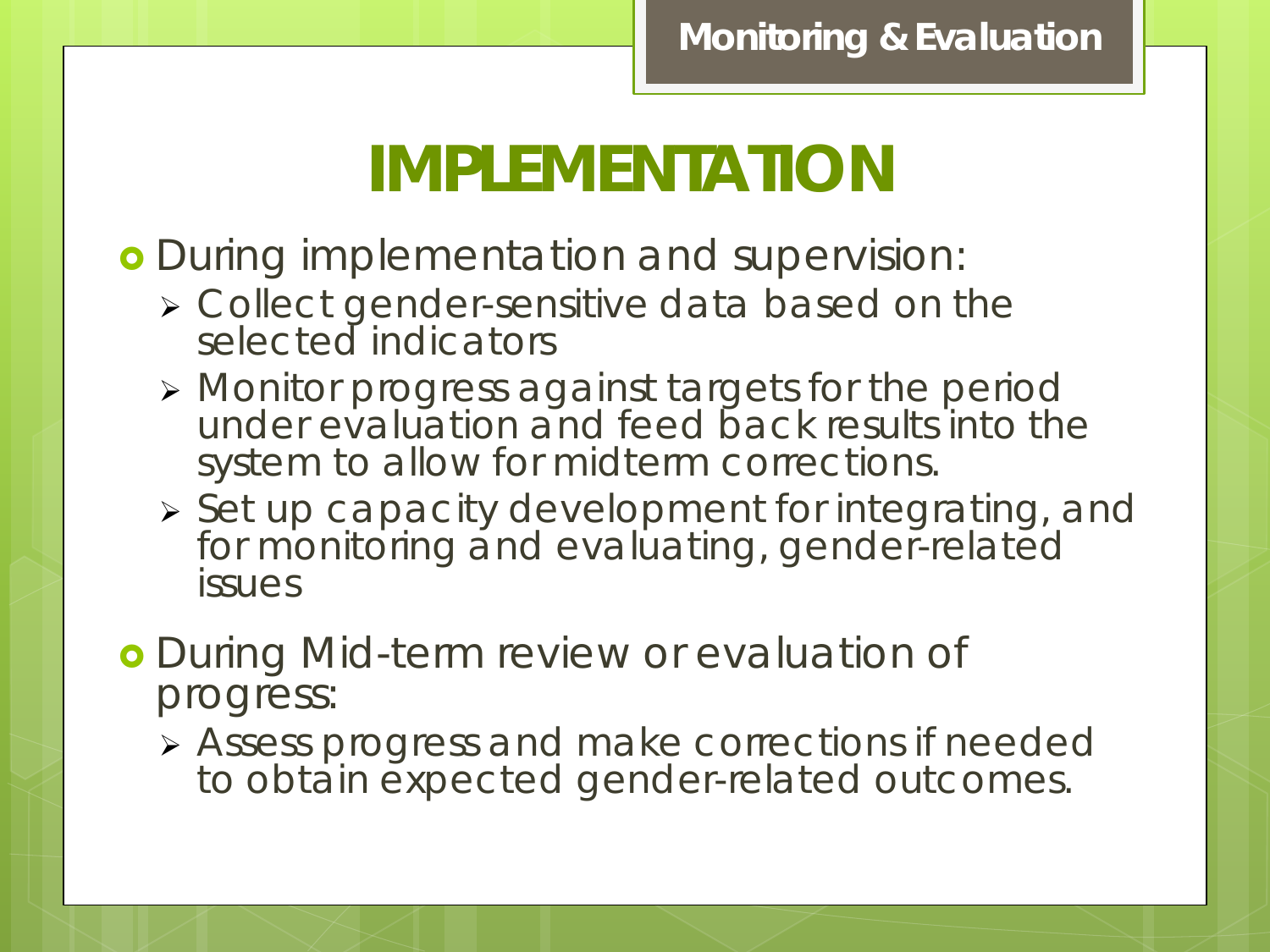Monitoring & Evaluation

# IMPLEMENTATION

- During implementation and supervision:
  - Collect gender-sensitive data based on the selected indicators
  - Monitor progress against targets for the period under evaluation and feed back results into the system to allow for midterm corrections.
  - Set up capacity development for integrating, and for monitoring and evaluating, gender-related issues
- During Mid-term review or evaluation of progress:
  - Assess progress and make corrections if needed to obtain expected gender-related outcomes.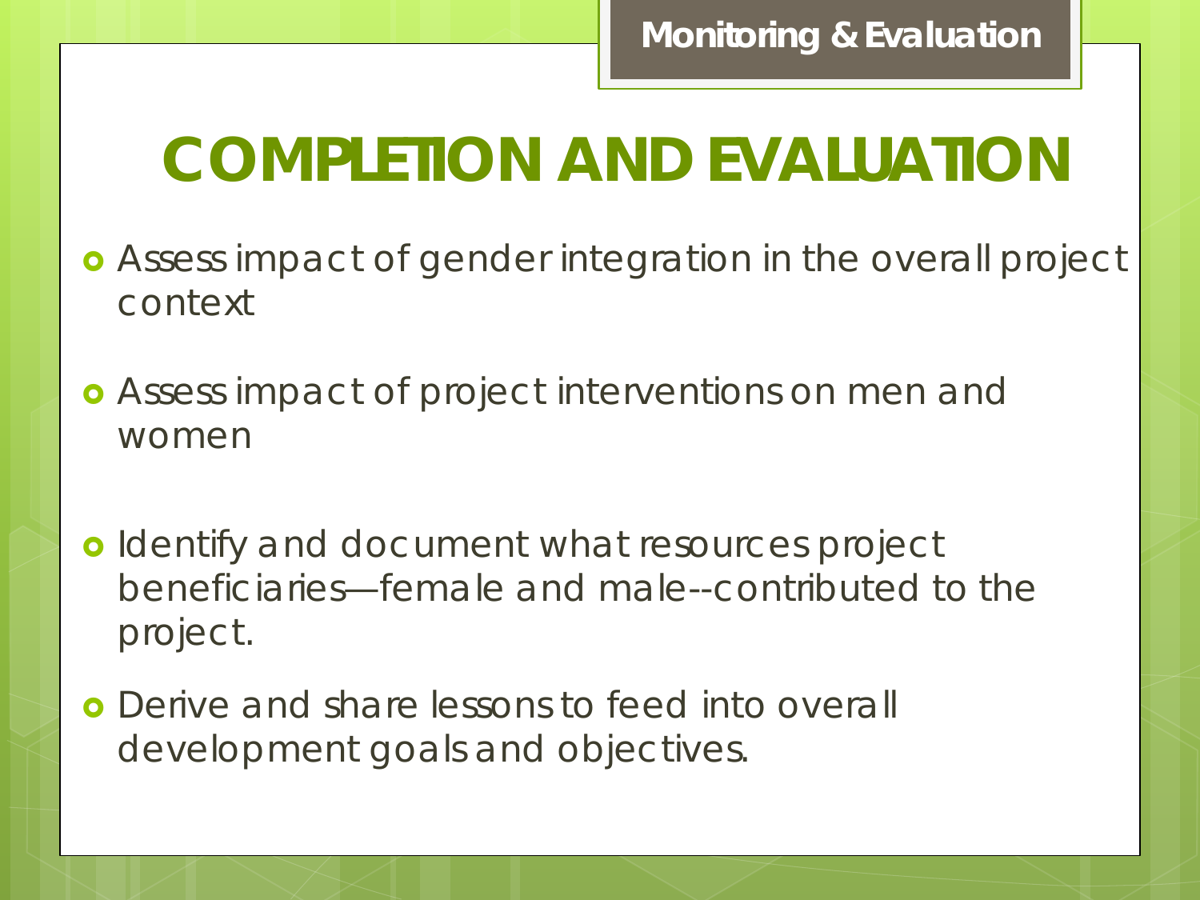Monitoring & Evaluation

# COMPLETION AND EVALUATION

- Assess impact of gender integration in the overall project context
- Assess impact of project interventions on men and women
- Identify and document what resources project beneficiaries—female and male--contributed to the project.
- Derive and share lessons to feed into overall development goals and objectives.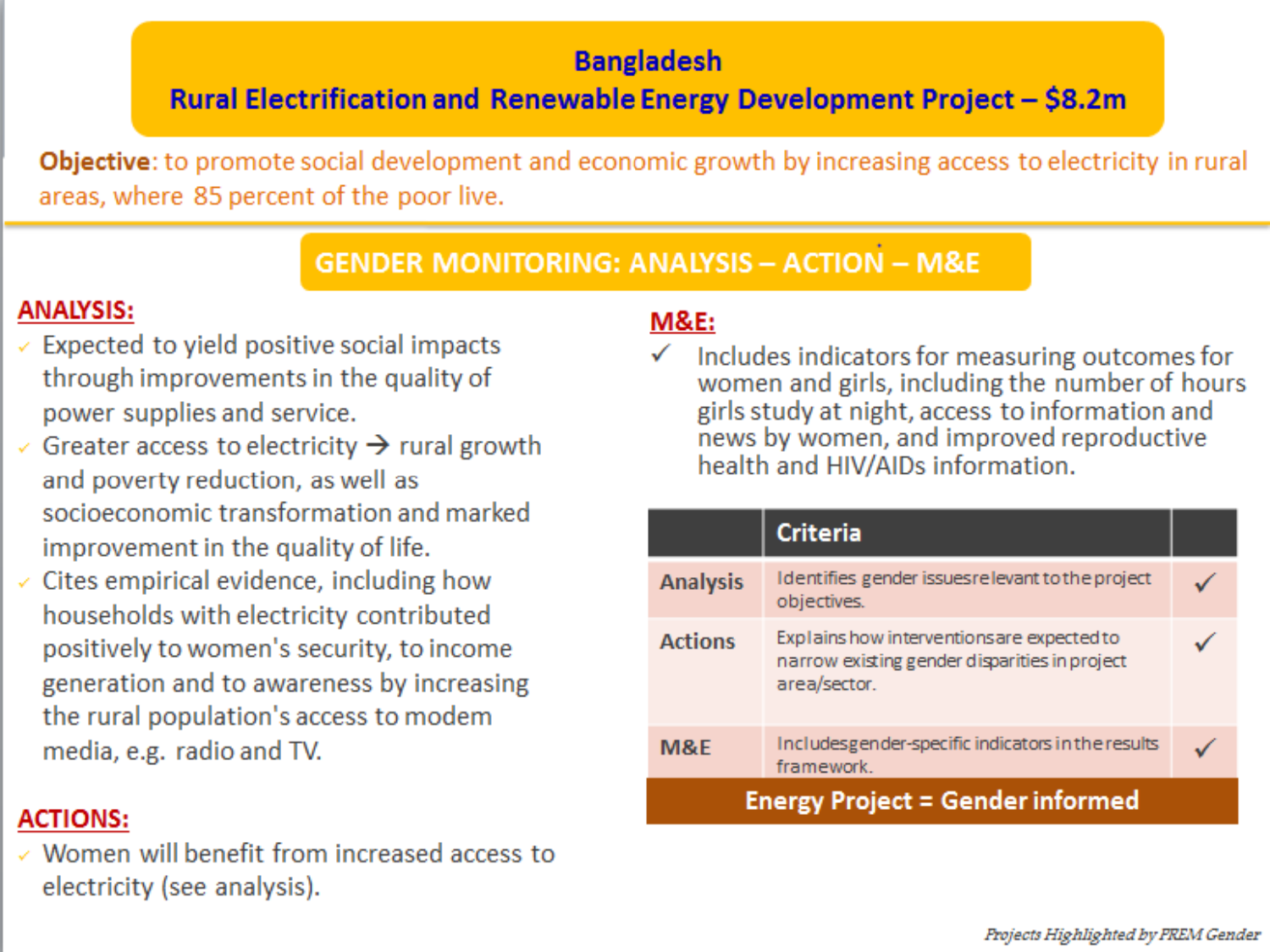# Bangladesh
## Rural Electrification and Renewable Energy Development Project – $8.2m

**Objective**: to promote social development and economic growth by increasing access to electricity in rural areas, where 85 percent of the poor live.

## GENDER MONITORING: ANALYSIS – ACTION – M&E

### ANALYSIS:

- Expected to yield positive social impacts through improvements in the quality of power supplies and service.
- Greater access to electricity → rural growth and poverty reduction, as well as socioeconomic transformation and marked improvement in the quality of life.
- Cites empirical evidence, including how households with electricity contributed positively to women's security, to income generation and to awareness by increasing the rural population's access to modem media, e.g. radio and TV.

### ACTIONS:

- Women will benefit from increased access to electricity (see analysis).

### M&E:

- ✓ Includes indicators for measuring outcomes for women and girls, including the number of hours girls study at night, access to information and news by women, and improved reproductive health and HIV/AIDs information.

| | Criteria | |
|---|---|---|
| **Analysis** | Identifies gender issues relevant to the project objectives. | ✓ |
| **Actions** | Explains how interventions are expected to narrow existing gender disparities in project area/sector. | ✓ |
| **M&E** | Includes gender-specific indicators in the results framework. | ✓ |
| **Energy Project = Gender informed** | | |

*Projects Highlighted by PREM Gender*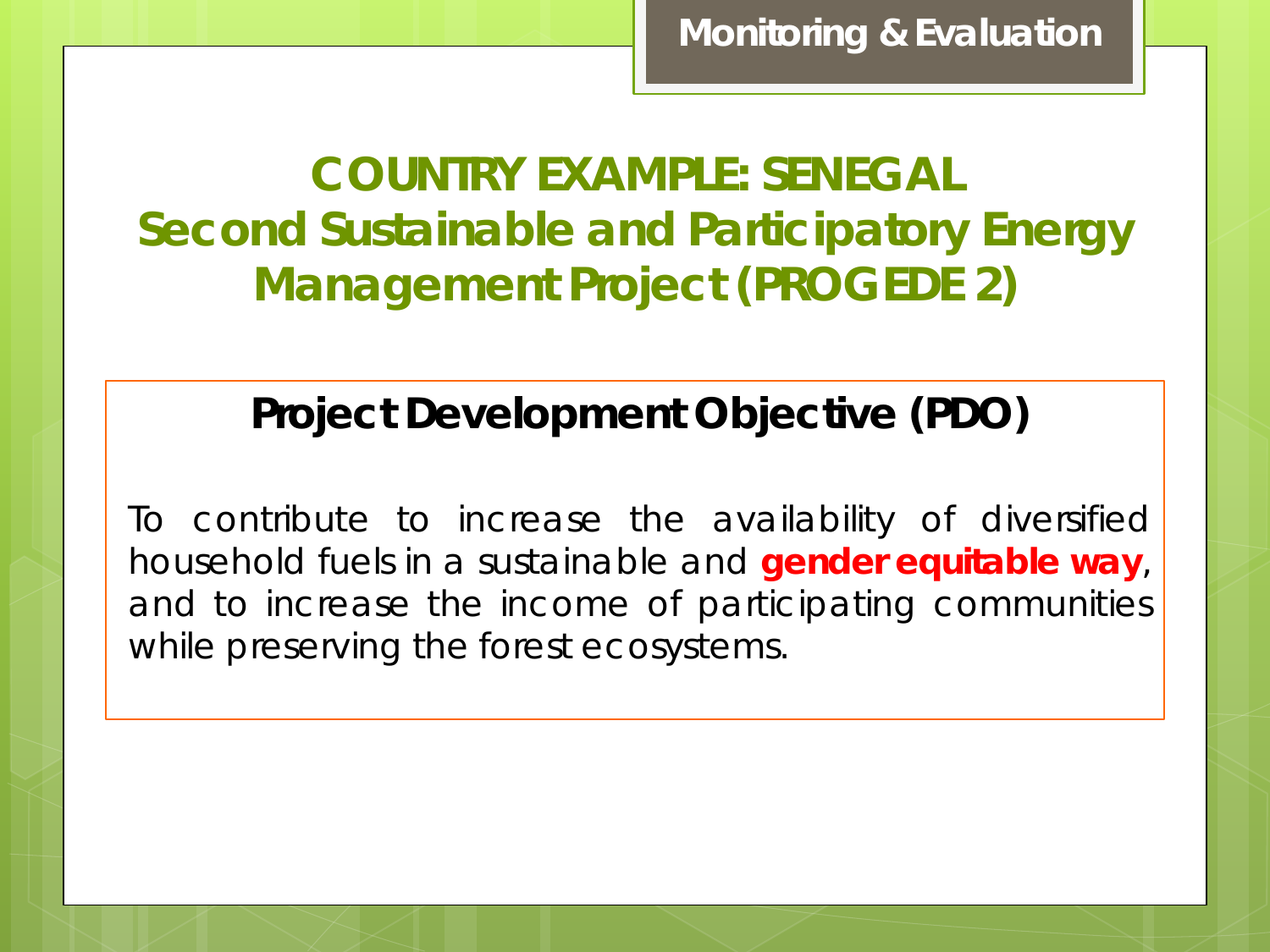Monitoring & Evaluation

# COUNTRY EXAMPLE: SENEGAL
# Second Sustainable and Participatory Energy Management Project (PROGEDE 2)

## Project Development Objective (PDO)

To contribute to increase the availability of diversified household fuels in a sustainable and **gender equitable way**, and to increase the income of participating communities while preserving the forest ecosystems.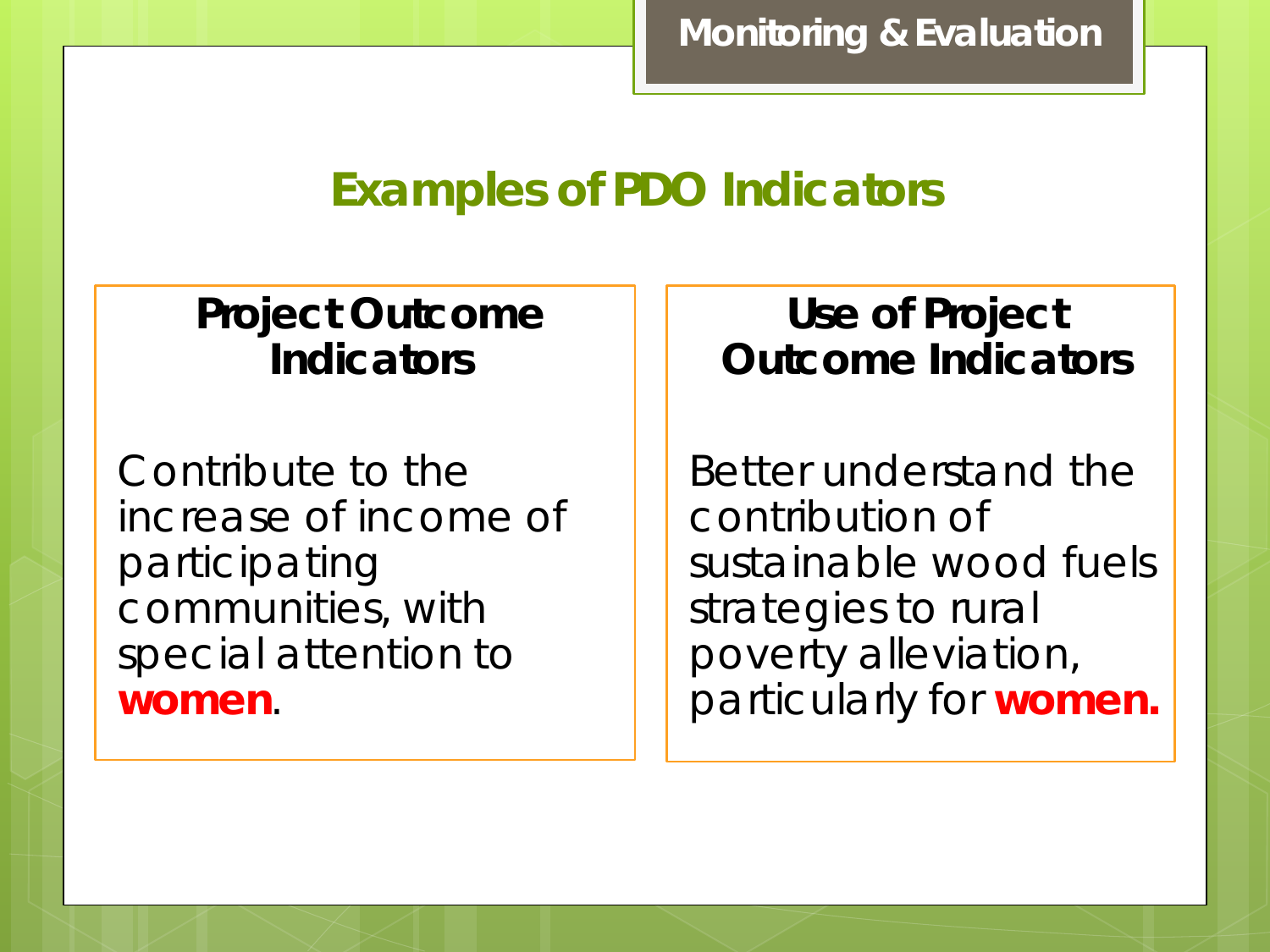Monitoring & Evaluation

## Examples of PDO Indicators

### Project Outcome Indicators

Contribute to the increase of income of participating communities, with special attention to **women**.

### Use of Project Outcome Indicators

Better understand the contribution of sustainable wood fuels strategies to rural poverty alleviation, particularly for **women.**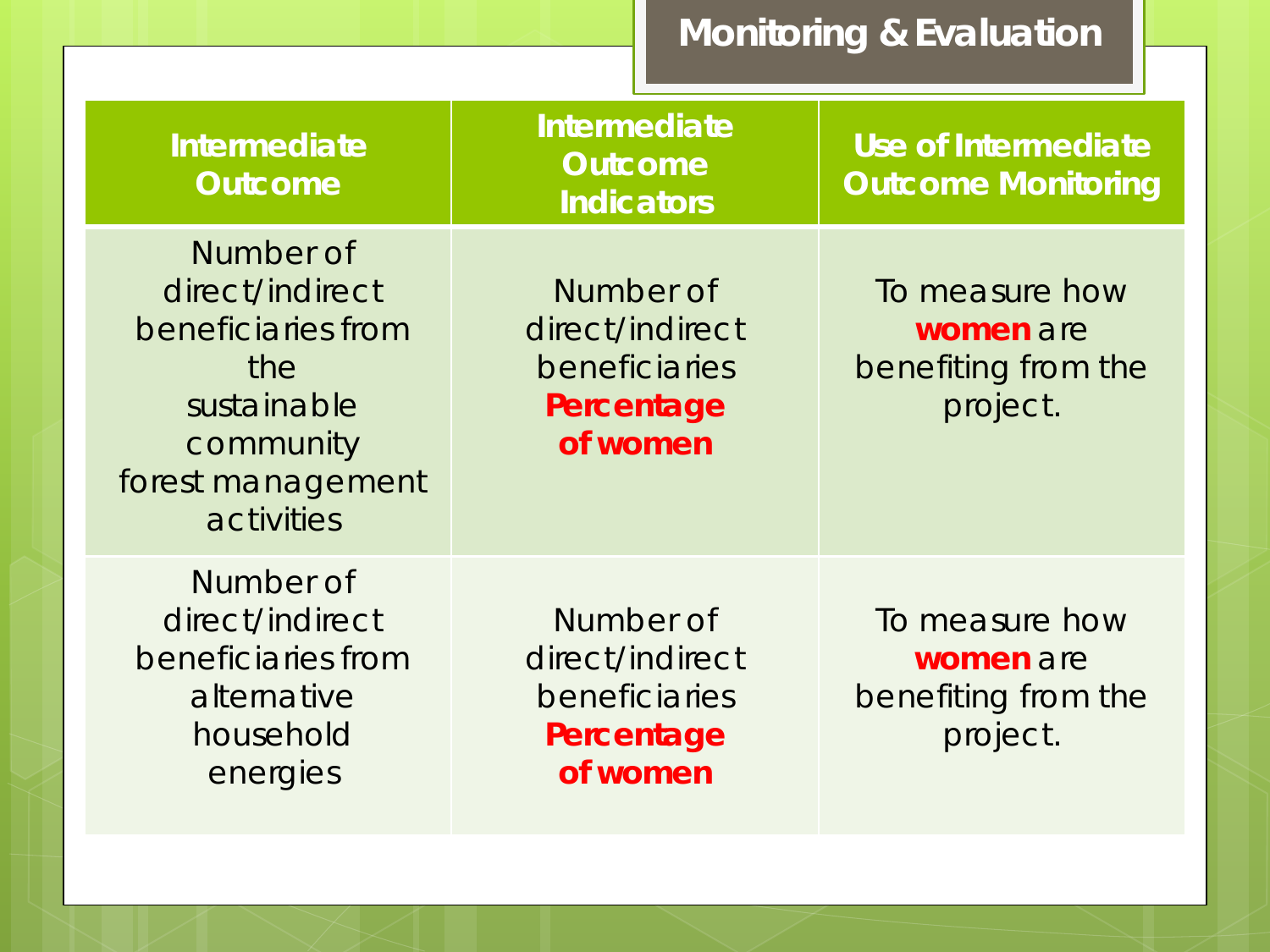# Monitoring & Evaluation

| Intermediate Outcome | Intermediate Outcome Indicators | Use of Intermediate Outcome Monitoring |
| --- | --- | --- |
| Number of direct/indirect beneficiaries from the sustainable community forest management activities | Number of direct/indirect beneficiaries **Percentage of women** | To measure how **women** are benefiting from the project. |
| Number of direct/indirect beneficiaries from alternative household energies | Number of direct/indirect beneficiaries **Percentage of women** | To measure how **women** are benefiting from the project. |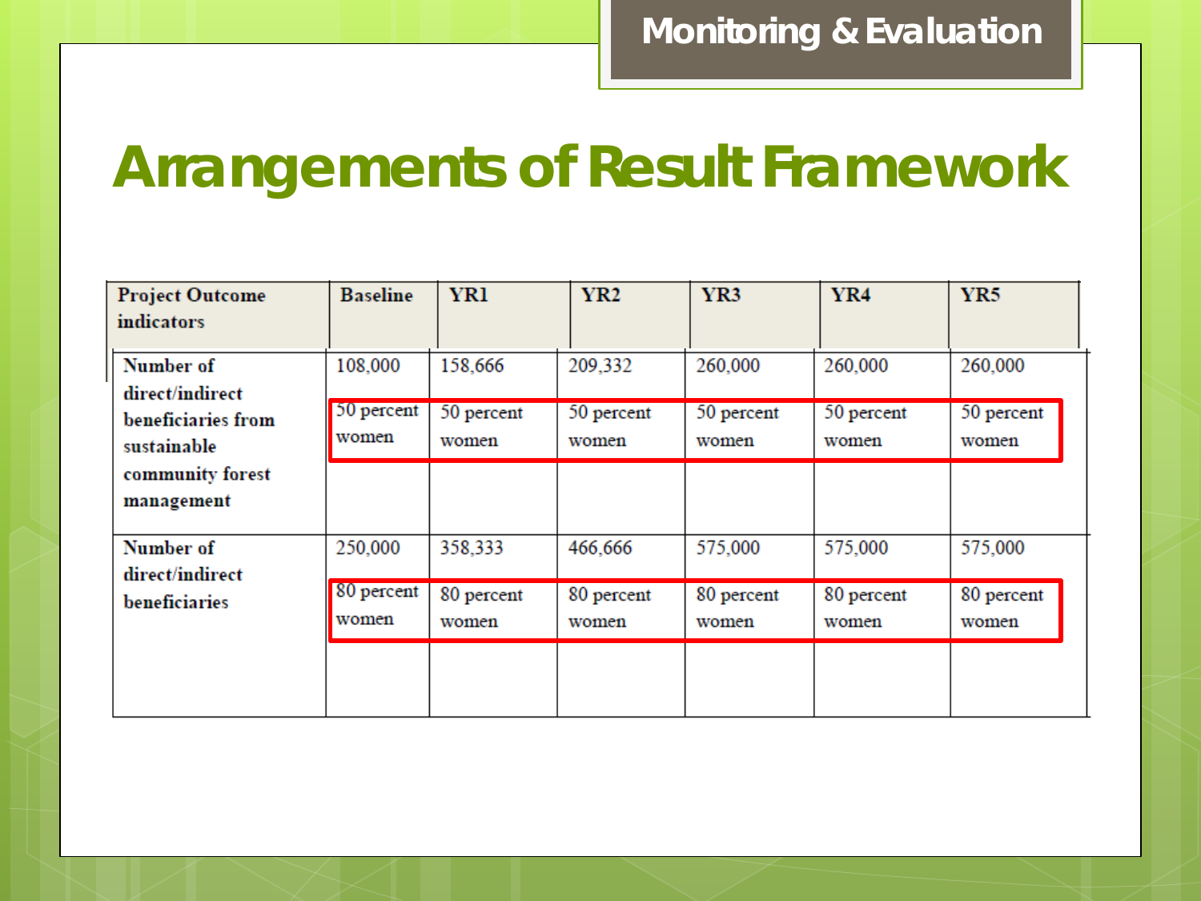Monitoring & Evaluation

# Arrangements of Result Framework

| Project Outcome indicators | Baseline | YR1 | YR2 | YR3 | YR4 | YR5 |
|---|---|---|---|---|---|---|
| Number of direct/indirect beneficiaries from sustainable community forest management | 108,000<br>50 percent women | 158,666<br>50 percent women | 209,332<br>50 percent women | 260,000<br>50 percent women | 260,000<br>50 percent women | 260,000<br>50 percent women |
| Number of direct/indirect beneficiaries | 250,000<br>80 percent women | 358,333<br>80 percent women | 466,666<br>80 percent women | 575,000<br>80 percent women | 575,000<br>80 percent women | 575,000<br>80 percent women |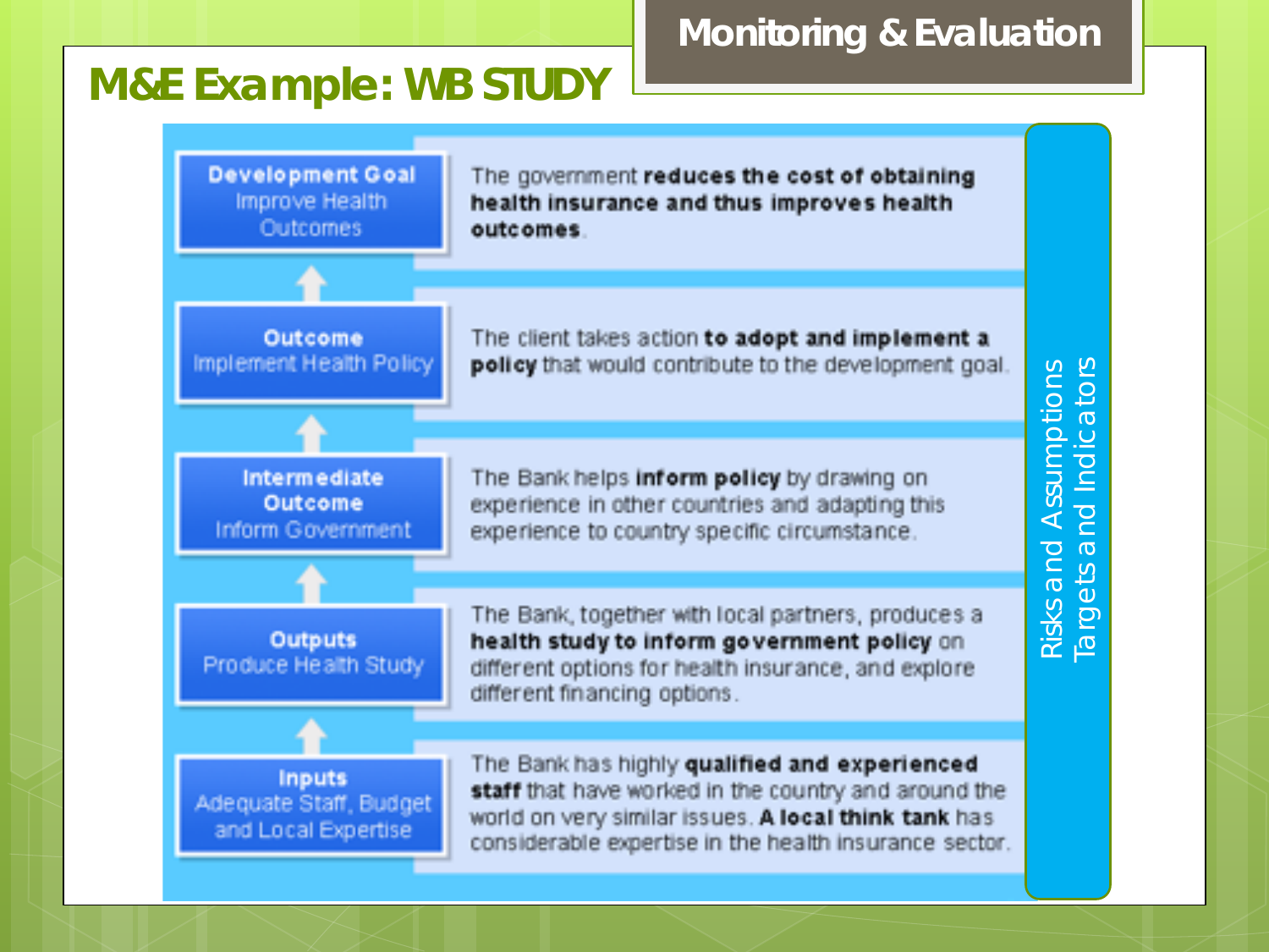# M&E Example: WB STUDY

**Monitoring & Evaluation**

| Level | Description |
| --- | --- |
| **Development Goal** Improve Health Outcomes | The government **reduces the cost of obtaining health insurance and thus improves health outcomes**. |
| **Outcome** Implement Health Policy | The client takes action **to adopt and implement a policy** that would contribute to the development goal. |
| **Intermediate Outcome** Inform Government | The Bank helps **inform policy** by drawing on experience in other countries and adapting this experience to country specific circumstance. |
| **Outputs** Produce Health Study | The Bank, together with local partners, produces a **health study to inform government policy** on different options for health insurance, and explore different financing options. |
| **Inputs** Adequate Staff, Budget and Local Expertise | The Bank has highly **qualified and experienced staff** that have worked in the country and around the world on very similar issues. **A local think tank** has considerable expertise in the health insurance sector. |

Risks and Assumptions

Targets and Indicators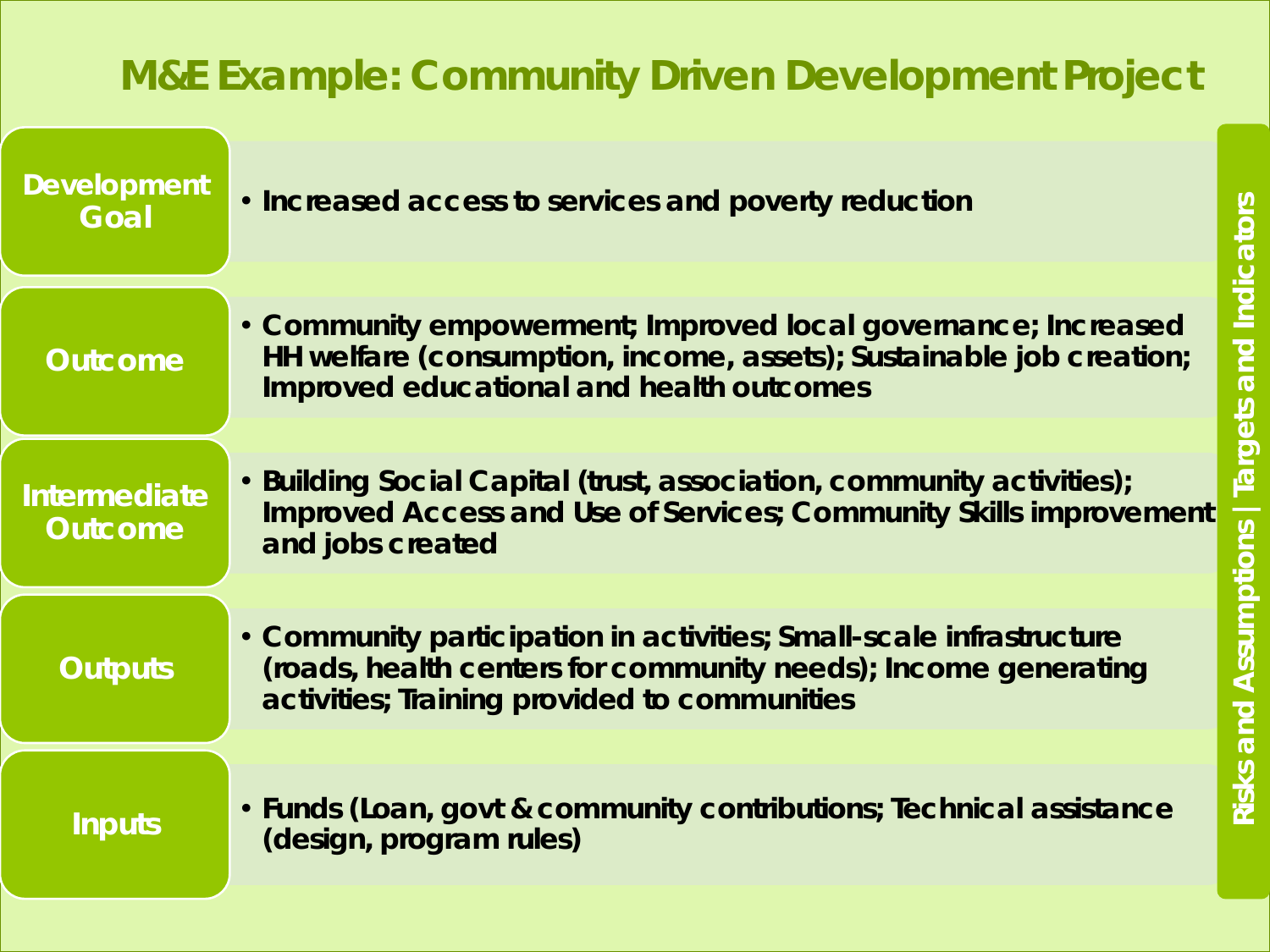# M&E Example: Community Driven Development Project

| Level | Description |
| --- | --- |
| **Development Goal** | • Increased access to services and poverty reduction |
| **Outcome** | • Community empowerment; Improved local governance; Increased HH welfare (consumption, income, assets); Sustainable job creation; Improved educational and health outcomes |
| **Intermediate Outcome** | • Building Social Capital (trust, association, community activities); Improved Access and Use of Services; Community Skills improvement and jobs created |
| **Outputs** | • Community participation in activities; Small-scale infrastructure (roads, health centers for community needs); Income generating activities; Training provided to communities |
| **Inputs** | • Funds (Loan, govt & community contributions; Technical assistance (design, program rules) |

**Risks and Assumptions | Targets and Indicators**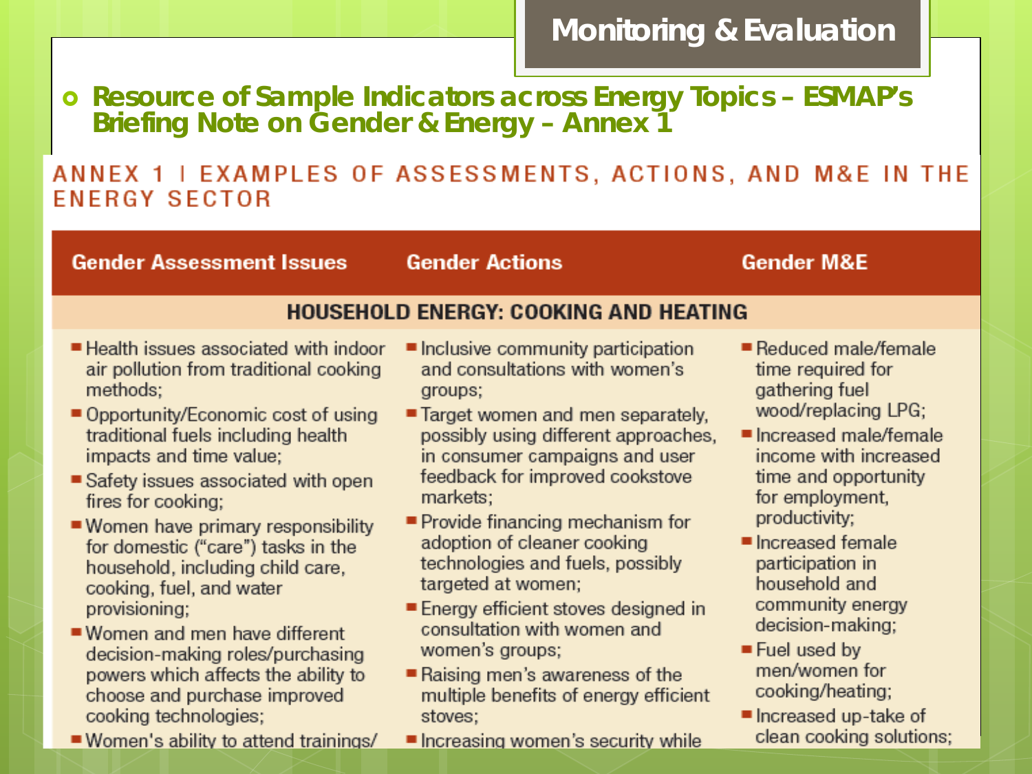# Monitoring & Evaluation

- **Resource of Sample Indicators across Energy Topics – ESMAP's Briefing Note on Gender & Energy – Annex 1**

## ANNEX 1 | EXAMPLES OF ASSESSMENTS, ACTIONS, AND M&E IN THE ENERGY SECTOR

| Gender Assessment Issues | Gender Actions | Gender M&E |
|---|---|---|
| **HOUSEHOLD ENERGY: COOKING AND HEATING** | | |
| ■ Health issues associated with indoor air pollution from traditional cooking methods;<br>■ Opportunity/Economic cost of using traditional fuels including health impacts and time value;<br>■ Safety issues associated with open fires for cooking;<br>■ Women have primary responsibility for domestic ("care") tasks in the household, including child care, cooking, fuel, and water provisioning;<br>■ Women and men have different decision-making roles/purchasing powers which affects the ability to choose and purchase improved cooking technologies;<br>■ Women's ability to attend trainings/ | ■ Inclusive community participation and consultations with women's groups;<br>■ Target women and men separately, possibly using different approaches, in consumer campaigns and user feedback for improved cookstove markets;<br>■ Provide financing mechanism for adoption of cleaner cooking technologies and fuels, possibly targeted at women;<br>■ Energy efficient stoves designed in consultation with women and women's groups;<br>■ Raising men's awareness of the multiple benefits of energy efficient stoves;<br>■ Increasing women's security while | ■ Reduced male/female time required for gathering fuel wood/replacing LPG;<br>■ Increased male/female income with increased time and opportunity for employment, productivity;<br>■ Increased female participation in household and community energy decision-making;<br>■ Fuel used by men/women for cooking/heating;<br>■ Increased up-take of clean cooking solutions; |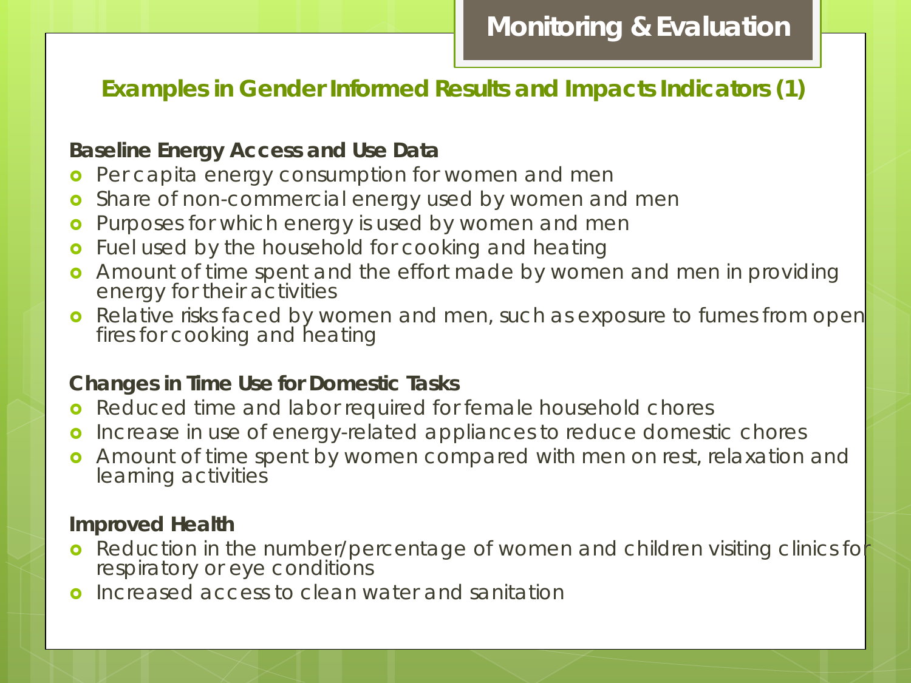# Monitoring & Evaluation

## Examples in Gender Informed Results and Impacts Indicators (1)

**Baseline Energy Access and Use Data**

- Per capita energy consumption for women and men
- Share of non-commercial energy used by women and men
- Purposes for which energy is used by women and men
- Fuel used by the household for cooking and heating
- Amount of time spent and the effort made by women and men in providing energy for their activities
- Relative risks faced by women and men, such as exposure to fumes from open fires for cooking and heating

**Changes in Time Use for Domestic Tasks**

- Reduced time and labor required for female household chores
- Increase in use of energy-related appliances to reduce domestic chores
- Amount of time spent by women compared with men on rest, relaxation and learning activities

**Improved Health**

- Reduction in the number/percentage of women and children visiting clinics for respiratory or eye conditions
- Increased access to clean water and sanitation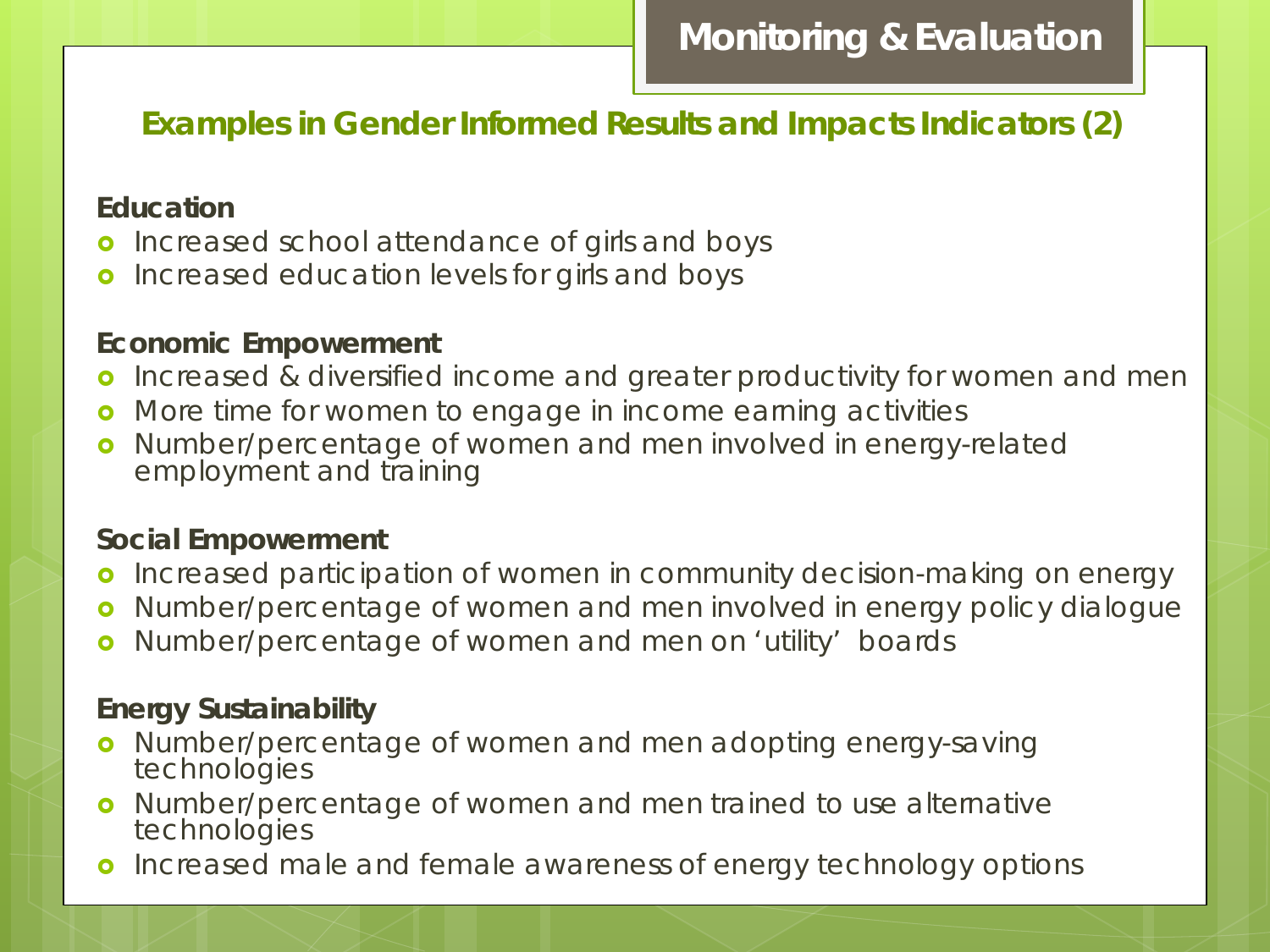## Monitoring & Evaluation

### Examples in Gender Informed Results and Impacts Indicators (2)

**Education**

- Increased school attendance of girls and boys
- Increased education levels for girls and boys

**Economic Empowerment**

- Increased & diversified income and greater productivity for women and men
- More time for women to engage in income earning activities
- Number/percentage of women and men involved in energy-related employment and training

**Social Empowerment**

- Increased participation of women in community decision-making on energy
- Number/percentage of women and men involved in energy policy dialogue
- Number/percentage of women and men on 'utility' boards

**Energy Sustainability**

- Number/percentage of women and men adopting energy-saving technologies
- Number/percentage of women and men trained to use alternative technologies
- Increased male and female awareness of energy technology options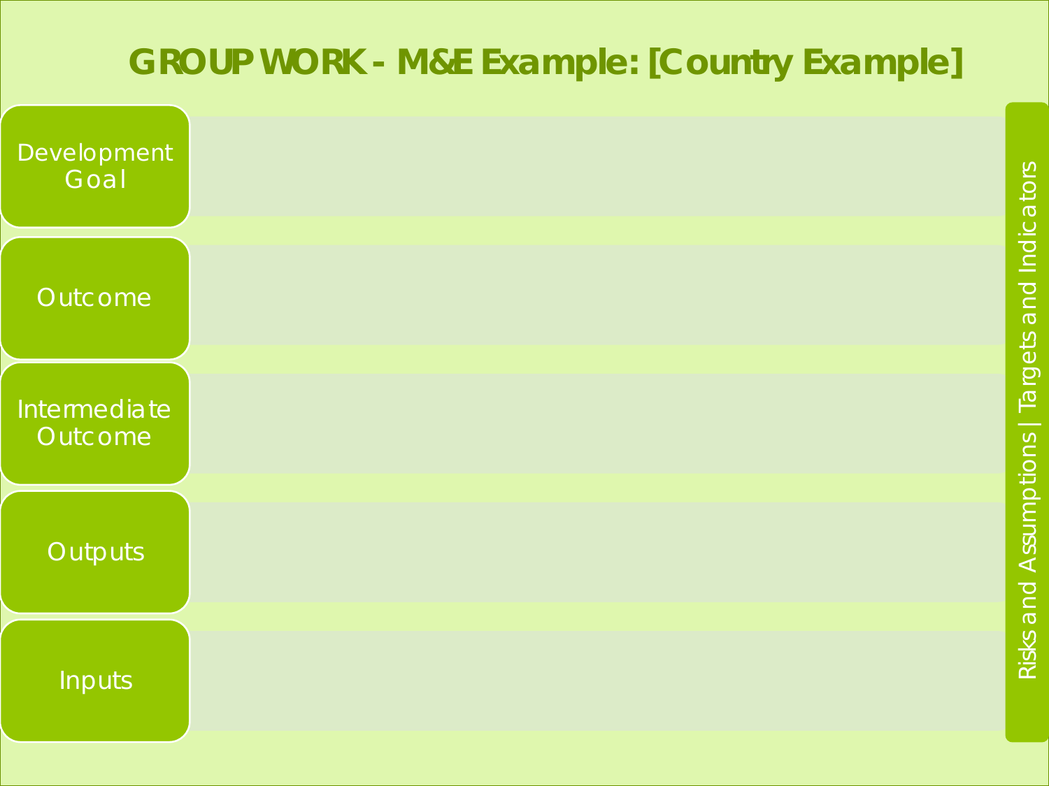# GROUP WORK - M&E Example: [Country Example]

| | |
|---|---|
| Development Goal | |
| Outcome | |
| Intermediate Outcome | |
| Outputs | |
| Inputs | |

Risks and Assumptions | Targets and Indicators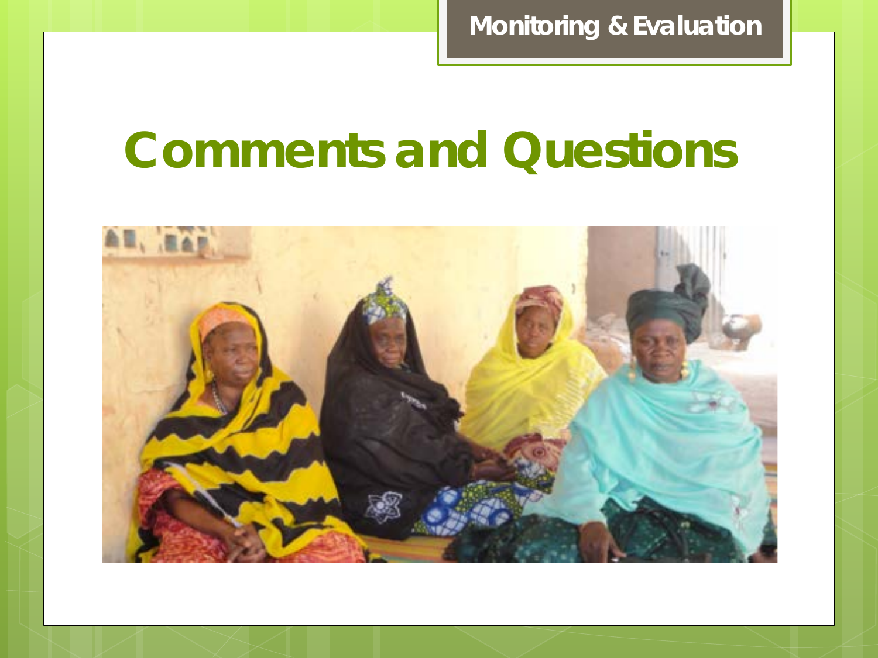# Comments and Questions